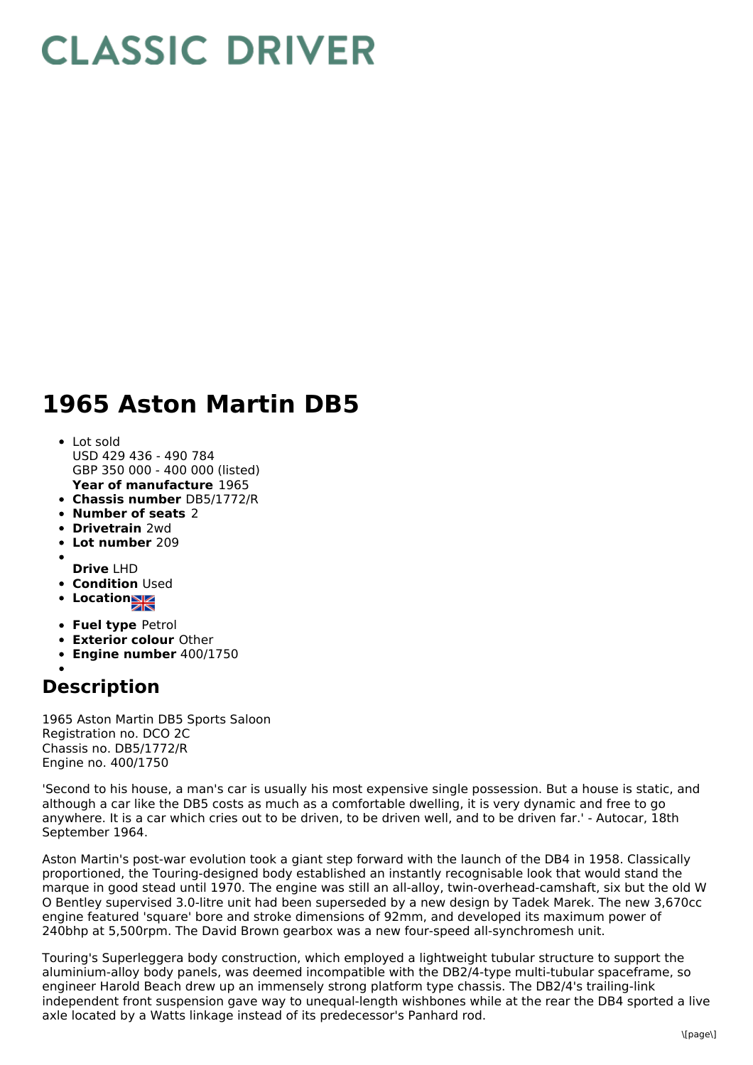# CLASSIC DRIVER

# 1965 Aston Martin DB5

- Lot sold
  USD 429 436 - 490 784
  GBP 350 000 - 400 000 (listed)
  **Year of manufacture** 1965
- **Chassis number** DB5/1772/R
- **Number of seats** 2
- **Drivetrain** 2wd
- **Lot number** 209
- **Drive** LHD
- **Condition** Used
- **Location**
- **Fuel type** Petrol
- **Exterior colour** Other
- **Engine number** 400/1750

## Description

1965 Aston Martin DB5 Sports Saloon
Registration no. DCO 2C
Chassis no. DB5/1772/R
Engine no. 400/1750

'Second to his house, a man's car is usually his most expensive single possession. But a house is static, and although a car like the DB5 costs as much as a comfortable dwelling, it is very dynamic and free to go anywhere. It is a car which cries out to be driven, to be driven well, and to be driven far.' - Autocar, 18th September 1964.

Aston Martin's post-war evolution took a giant step forward with the launch of the DB4 in 1958. Classically proportioned, the Touring-designed body established an instantly recognisable look that would stand the marque in good stead until 1970. The engine was still an all-alloy, twin-overhead-camshaft, six but the old W O Bentley supervised 3.0-litre unit had been superseded by a new design by Tadek Marek. The new 3,670cc engine featured 'square' bore and stroke dimensions of 92mm, and developed its maximum power of 240bhp at 5,500rpm. The David Brown gearbox was a new four-speed all-synchromesh unit.

Touring's Superleggera body construction, which employed a lightweight tubular structure to support the aluminium-alloy body panels, was deemed incompatible with the DB2/4-type multi-tubular spaceframe, so engineer Harold Beach drew up an immensely strong platform type chassis. The DB2/4's trailing-link independent front suspension gave way to unequal-length wishbones while at the rear the DB4 sported a live axle located by a Watts linkage instead of its predecessor's Panhard rod.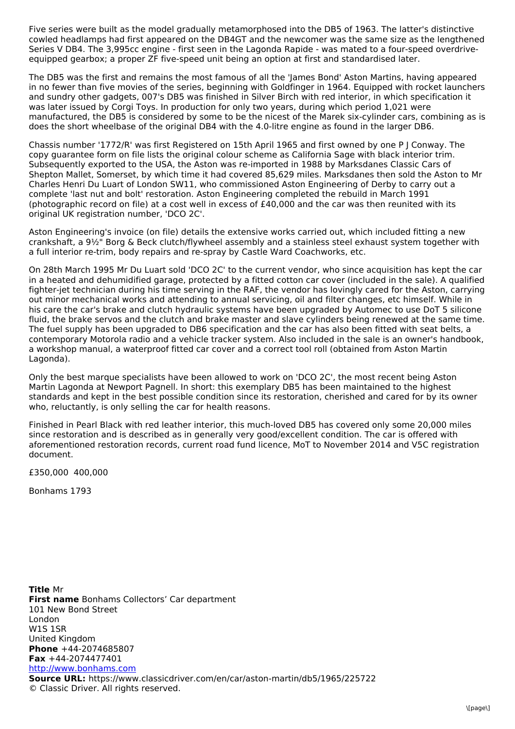Five series were built as the model gradually metamorphosed into the DB5 of 1963. The latter's distinctive cowled headlamps had first appeared on the DB4GT and the newcomer was the same size as the lengthened Series V DB4. The 3,995cc engine - first seen in the Lagonda Rapide - was mated to a four-speed overdrive-equipped gearbox; a proper ZF five-speed unit being an option at first and standardised later.

The DB5 was the first and remains the most famous of all the 'James Bond' Aston Martins, having appeared in no fewer than five movies of the series, beginning with Goldfinger in 1964. Equipped with rocket launchers and sundry other gadgets, 007's DB5 was finished in Silver Birch with red interior, in which specification it was later issued by Corgi Toys. In production for only two years, during which period 1,021 were manufactured, the DB5 is considered by some to be the nicest of the Marek six-cylinder cars, combining as is does the short wheelbase of the original DB4 with the 4.0-litre engine as found in the larger DB6.

Chassis number '1772/R' was first Registered on 15th April 1965 and first owned by one P J Conway. The copy guarantee form on file lists the original colour scheme as California Sage with black interior trim. Subsequently exported to the USA, the Aston was re-imported in 1988 by Marksdanes Classic Cars of Shepton Mallet, Somerset, by which time it had covered 85,629 miles. Marksdanes then sold the Aston to Mr Charles Henri Du Luart of London SW11, who commissioned Aston Engineering of Derby to carry out a complete 'last nut and bolt' restoration. Aston Engineering completed the rebuild in March 1991 (photographic record on file) at a cost well in excess of £40,000 and the car was then reunited with its original UK registration number, 'DCO 2C'.

Aston Engineering's invoice (on file) details the extensive works carried out, which included fitting a new crankshaft, a 9½" Borg & Beck clutch/flywheel assembly and a stainless steel exhaust system together with a full interior re-trim, body repairs and re-spray by Castle Ward Coachworks, etc.

On 28th March 1995 Mr Du Luart sold 'DCO 2C' to the current vendor, who since acquisition has kept the car in a heated and dehumidified garage, protected by a fitted cotton car cover (included in the sale). A qualified fighter-jet technician during his time serving in the RAF, the vendor has lovingly cared for the Aston, carrying out minor mechanical works and attending to annual servicing, oil and filter changes, etc himself. While in his care the car's brake and clutch hydraulic systems have been upgraded by Automec to use DoT 5 silicone fluid, the brake servos and the clutch and brake master and slave cylinders being renewed at the same time. The fuel supply has been upgraded to DB6 specification and the car has also been fitted with seat belts, a contemporary Motorola radio and a vehicle tracker system. Also included in the sale is an owner's handbook, a workshop manual, a waterproof fitted car cover and a correct tool roll (obtained from Aston Martin Lagonda).

Only the best marque specialists have been allowed to work on 'DCO 2C', the most recent being Aston Martin Lagonda at Newport Pagnell. In short: this exemplary DB5 has been maintained to the highest standards and kept in the best possible condition since its restoration, cherished and cared for by its owner who, reluctantly, is only selling the car for health reasons.

Finished in Pearl Black with red leather interior, this much-loved DB5 has covered only some 20,000 miles since restoration and is described as in generally very good/excellent condition. The car is offered with aforementioned restoration records, current road fund licence, MoT to November 2014 and V5C registration document.

£350,000 400,000

Bonhams 1793

**Title** Mr
**First name** Bonhams Collectors' Car department
101 New Bond Street
London
W1S 1SR
United Kingdom
**Phone** +44-2074685807
**Fax** +44-2074477401
http://www.bonhams.com
**Source URL:** https://www.classicdriver.com/en/car/aston-martin/db5/1965/225722
© Classic Driver. All rights reserved.